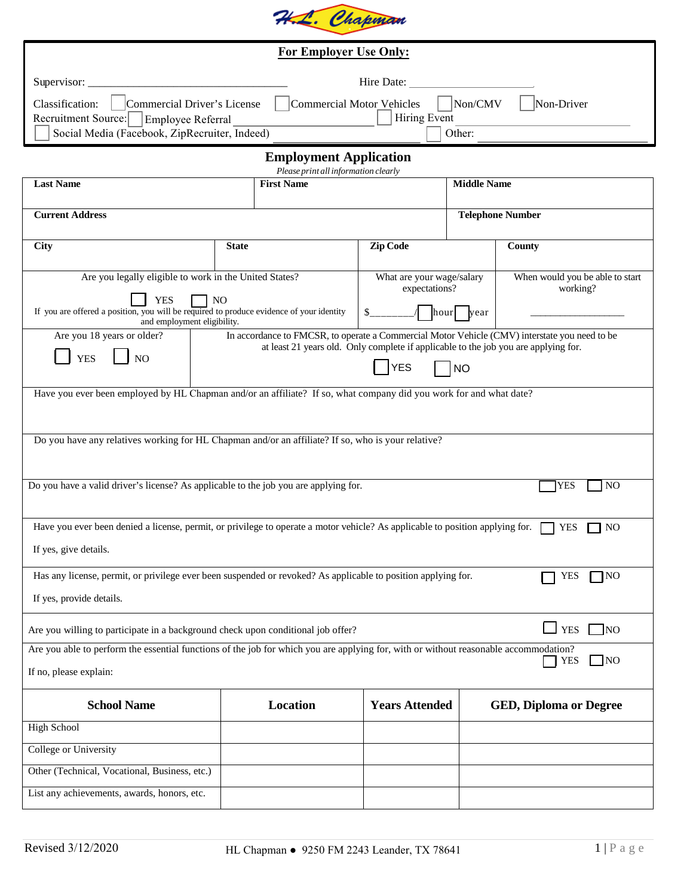H.L. Chapman

**For Employer Use Only:**

Supervisor: ___________________________________ Hire Date: ____________________

Classification: ☐ Commercial Driver's License ☐ Commercial Motor Vehicles ☐ Non/CMV ☐ Non-Driver

Recruitment Source: ☐ Employee Referral ________________________ ☐ Hiring Event ________________________

☐ Social Media (Facebook, ZipRecruiter, Indeed) ________________________ ☐ Other: ________________________

## Employment Application

*Please print all information clearly*

| **Last Name** | **First Name** | **Middle Name** |
|---|---|---|
| | | |

| **Current Address** | **Telephone Number** |
|---|---|
| | |

| **City** | **State** | **Zip Code** | **County** |
|---|---|---|---|
| | | | |

| Are you legally eligible to work in the United States? | What are your wage/salary expectations? | When would you be able to start working? |
|---|---|---|
| ☐ YES ☐ NO<br>If you are offered a position, you will be required to produce evidence of your identity and employment eligibility. | $________/ ☐ hour ☐ year | ________________ |

| Are you 18 years or older? | In accordance to FMCSR, to operate a Commercial Motor Vehicle (CMV) interstate you need to be at least 21 years old. Only complete if applicable to the job you are applying for. |
|---|---|
| ☐ YES ☐ NO | ☐ YES ☐ NO |

Have you ever been employed by HL Chapman and/or an affiliate? If so, what company did you work for and what date?

Do you have any relatives working for HL Chapman and/or an affiliate? If so, who is your relative?

Do you have a valid driver's license? As applicable to the job you are applying for. ☐ YES ☐ NO

Have you ever been denied a license, permit, or privilege to operate a motor vehicle? As applicable to position applying for. ☐ YES ☐ NO

If yes, give details.

Has any license, permit, or privilege ever been suspended or revoked? As applicable to position applying for. ☐ YES ☐ NO

If yes, provide details.

Are you willing to participate in a background check upon conditional job offer? ☐ YES ☐ NO

Are you able to perform the essential functions of the job for which you are applying for, with or without reasonable accommodation? ☐ YES ☐ NO

If no, please explain:

| **School Name** | **Location** | **Years Attended** | **GED, Diploma or Degree** |
|---|---|---|---|
| High School | | | |
| College or University | | | |
| Other (Technical, Vocational, Business, etc.) | | | |
| List any achievements, awards, honors, etc. | | | |

Revised 3/12/2020 HL Chapman ● 9250 FM 2243 Leander, TX 78641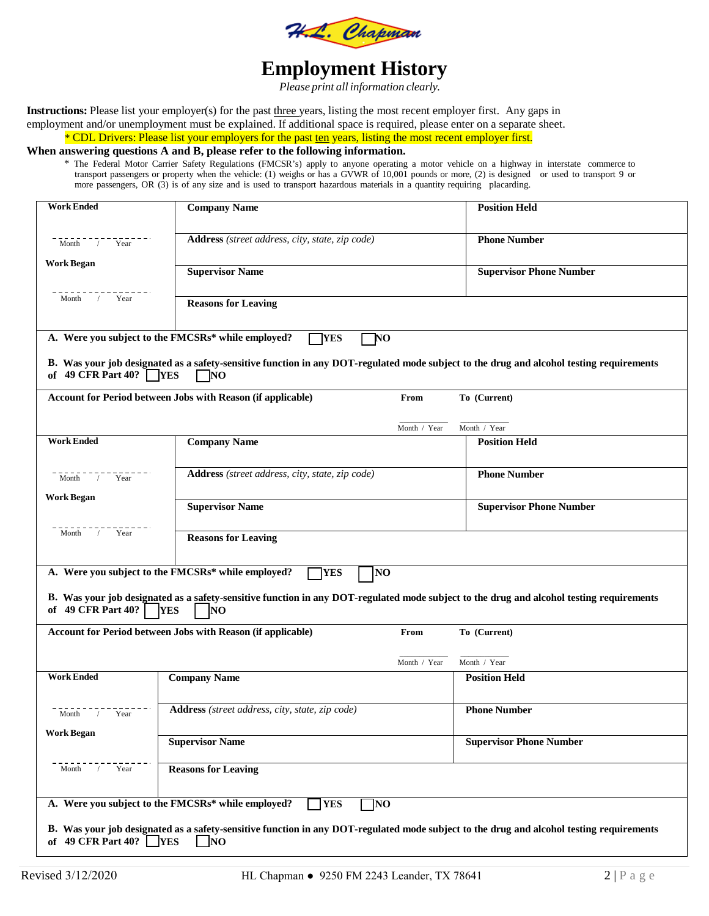# Employment History

*Please print all information clearly.*

**Instructions:** Please list your employer(s) for the past three years, listing the most recent employer first. Any gaps in employment and/or unemployment must be explained. If additional space is required, please enter on a separate sheet.

\* CDL Drivers: Please list your employers for the past ten years, listing the most recent employer first.

**When answering questions A and B, please refer to the following information.**

\* The Federal Motor Carrier Safety Regulations (FMCSR's) apply to anyone operating a motor vehicle on a highway in interstate commerce to transport passengers or property when the vehicle: (1) weighs or has a GVWR of 10,001 pounds or more, (2) is designed or used to transport 9 or more passengers, OR (3) is of any size and is used to transport hazardous materials in a quantity requiring placarding.

| **Work Ended** | **Company Name** | **Position Held** |
|---|---|---|
| Month / Year | **Address** *(street address, city, state, zip code)* | **Phone Number** |
| **Work Began** | **Supervisor Name** | **Supervisor Phone Number** |
| Month / Year | **Reasons for Leaving** | |

**A. Were you subject to the FMCSRs\* while employed?** ☐ **YES** ☐ **NO**

**B. Was your job designated as a safety-sensitive function in any DOT-regulated mode subject to the drug and alcohol testing requirements of 49 CFR Part 40?** ☐ **YES** ☐ **NO**

| **Account for Period between Jobs with Reason (if applicable)** | **From** | **To (Current)** |
|---|---|---|
| | Month / Year | Month / Year |

| **Work Ended** | **Company Name** | **Position Held** |
|---|---|---|
| Month / Year | **Address** *(street address, city, state, zip code)* | **Phone Number** |
| **Work Began** | **Supervisor Name** | **Supervisor Phone Number** |
| Month / Year | **Reasons for Leaving** | |

**A. Were you subject to the FMCSRs\* while employed?** ☐ **YES** ☐ **NO**

**B. Was your job designated as a safety-sensitive function in any DOT-regulated mode subject to the drug and alcohol testing requirements of 49 CFR Part 40?** ☐ **YES** ☐ **NO**

| **Account for Period between Jobs with Reason (if applicable)** | **From** | **To (Current)** |
|---|---|---|
| | Month / Year | Month / Year |

| **Work Ended** | **Company Name** | **Position Held** |
|---|---|---|
| Month / Year | **Address** *(street address, city, state, zip code)* | **Phone Number** |
| **Work Began** | **Supervisor Name** | **Supervisor Phone Number** |
| Month / Year | **Reasons for Leaving** | |

**A. Were you subject to the FMCSRs\* while employed?** ☐ **YES** ☐ **NO**

**B. Was your job designated as a safety-sensitive function in any DOT-regulated mode subject to the drug and alcohol testing requirements of 49 CFR Part 40?** ☐ **YES** ☐ **NO**

Revised 3/12/2020 HL Chapman ● 9250 FM 2243 Leander, TX 78641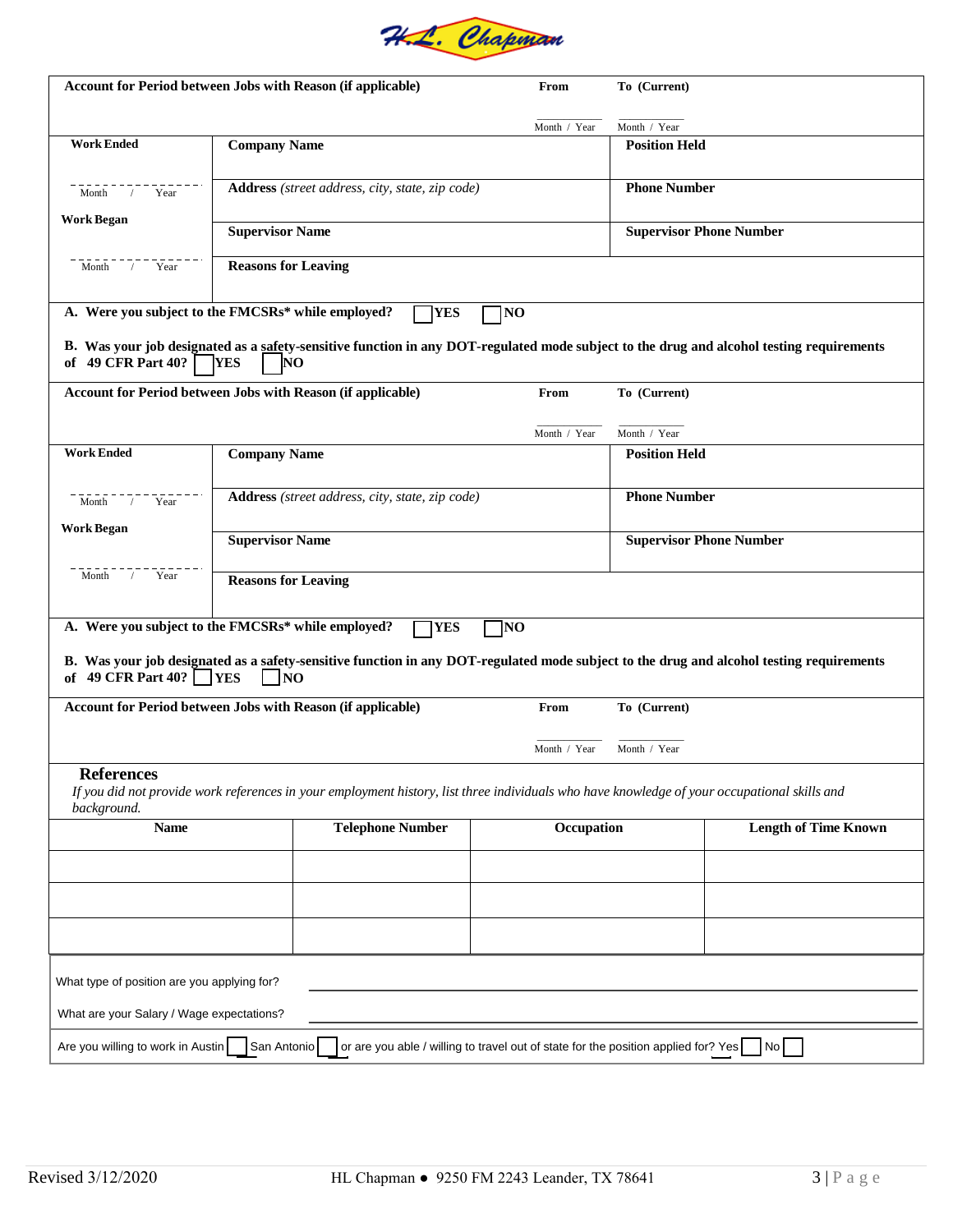H.L. Chapman

**Account for Period between Jobs with Reason (if applicable)** **From** ____ Month / Year **To (Current)** ____ Month / Year

| **Work Ended** | **Company Name** | **Position Held** |
|---|---|---|
| ____ Month / Year | **Address** *(street address, city, state, zip code)* | **Phone Number** |
| **Work Began** | **Supervisor Name** | **Supervisor Phone Number** |
| ____ Month / Year | **Reasons for Leaving** | |

**A. Were you subject to the FMCSRs* while employed?** ☐ **YES** ☐ **NO**

**B. Was your job designated as a safety-sensitive function in any DOT-regulated mode subject to the drug and alcohol testing requirements of 49 CFR Part 40?** ☐ **YES** ☐ **NO**

**Account for Period between Jobs with Reason (if applicable)** **From** ____ Month / Year **To (Current)** ____ Month / Year

| **Work Ended** | **Company Name** | **Position Held** |
|---|---|---|
| ____ Month / Year | **Address** *(street address, city, state, zip code)* | **Phone Number** |
| **Work Began** | **Supervisor Name** | **Supervisor Phone Number** |
| ____ Month / Year | **Reasons for Leaving** | |

**A. Were you subject to the FMCSRs* while employed?** ☐ **YES** ☐ **NO**

**B. Was your job designated as a safety-sensitive function in any DOT-regulated mode subject to the drug and alcohol testing requirements of 49 CFR Part 40?** ☐ **YES** ☐ **NO**

**Account for Period between Jobs with Reason (if applicable)** **From** ____ Month / Year **To (Current)** ____ Month / Year

## References

*If you did not provide work references in your employment history, list three individuals who have knowledge of your occupational skills and background.*

| Name | Telephone Number | Occupation | Length of Time Known |
|---|---|---|---|
| | | | |
| | | | |
| | | | |

What type of position are you applying for? ______________________________

What are your Salary / Wage expectations? ______________________________

Are you willing to work in Austin ☐ San Antonio ☐ or are you able / willing to travel out of state for the position applied for? Yes ☐ No ☐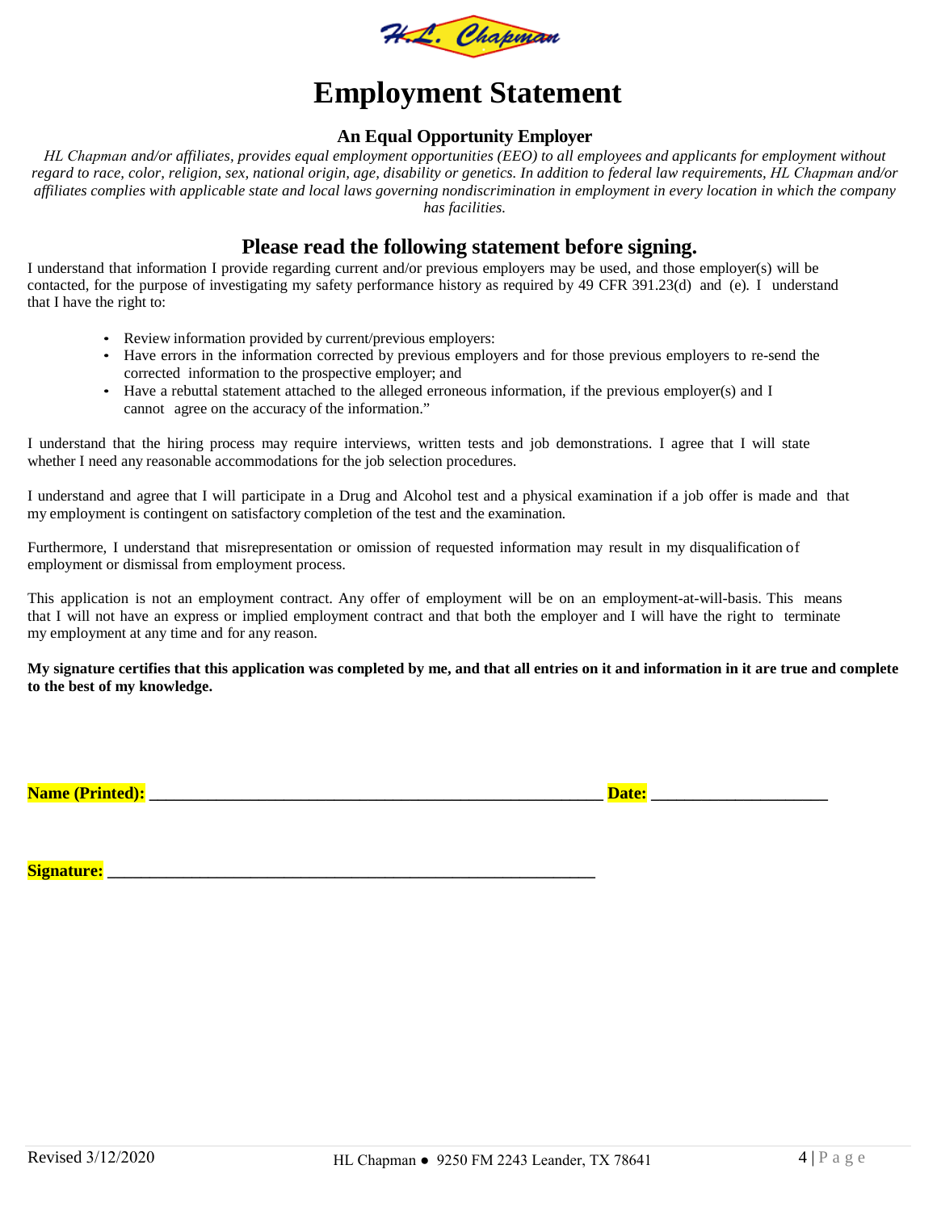# Employment Statement

### An Equal Opportunity Employer

*HL Chapman and/or affiliates, provides equal employment opportunities (EEO) to all employees and applicants for employment without regard to race, color, religion, sex, national origin, age, disability or genetics. In addition to federal law requirements, HL Chapman and/or affiliates complies with applicable state and local laws governing nondiscrimination in employment in every location in which the company has facilities.*

## Please read the following statement before signing.

I understand that information I provide regarding current and/or previous employers may be used, and those employer(s) will be contacted, for the purpose of investigating my safety performance history as required by 49 CFR 391.23(d) and (e). I understand that I have the right to:

- Review information provided by current/previous employers:
- Have errors in the information corrected by previous employers and for those previous employers to re-send the corrected information to the prospective employer; and
- Have a rebuttal statement attached to the alleged erroneous information, if the previous employer(s) and I cannot agree on the accuracy of the information."

I understand that the hiring process may require interviews, written tests and job demonstrations. I agree that I will state whether I need any reasonable accommodations for the job selection procedures.

I understand and agree that I will participate in a Drug and Alcohol test and a physical examination if a job offer is made and that my employment is contingent on satisfactory completion of the test and the examination.

Furthermore, I understand that misrepresentation or omission of requested information may result in my disqualification of employment or dismissal from employment process.

This application is not an employment contract. Any offer of employment will be on an employment-at-will-basis. This means that I will not have an express or implied employment contract and that both the employer and I will have the right to terminate my employment at any time and for any reason.

**My signature certifies that this application was completed by me, and that all entries on it and information in it are true and complete to the best of my knowledge.**

**Name (Printed):** ____________________________________________________ **Date:** ____________________

**Signature:** ________________________________________________________

Revised 3/12/2020 HL Chapman ● 9250 FM 2243 Leander, TX 78641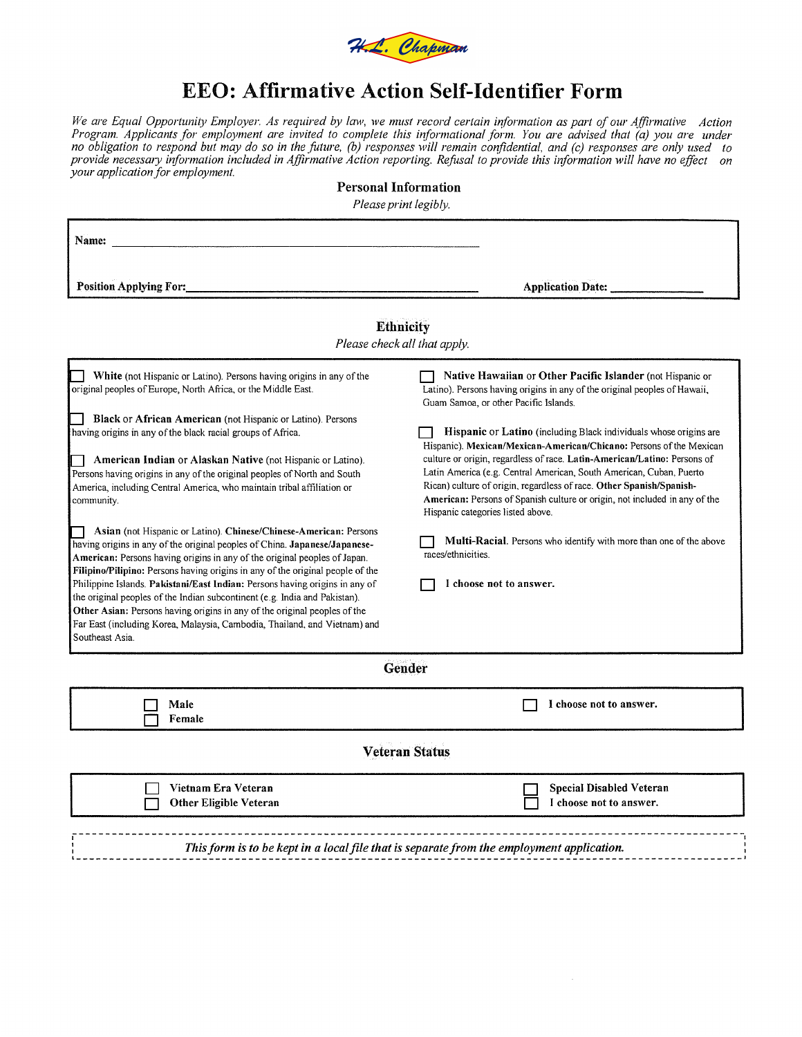H.L. Chapman

# EEO: Affirmative Action Self-Identifier Form

*We are Equal Opportunity Employer. As required by law, we must record certain information as part of our Affirmative Action Program. Applicants for employment are invited to complete this informational form. You are advised that (a) you are under no obligation to respond but may do so in the future, (b) responses will remain confidential, and (c) responses are only used to provide necessary information included in Affirmative Action reporting. Refusal to provide this information will have no effect on your application for employment.*

## Personal Information

*Please print legibly.*

**Name:** ____________________________________________

**Position Applying For:** ____________________________________________ **Application Date:** ______________

## Ethnicity

*Please check all that apply.*

☐ **White** (not Hispanic or Latino). Persons having origins in any of the original peoples of Europe, North Africa, or the Middle East.

☐ **Black** or **African American** (not Hispanic or Latino). Persons having origins in any of the black racial groups of Africa.

☐ **American Indian** or **Alaskan Native** (not Hispanic or Latino). Persons having origins in any of the original peoples of North and South America, including Central America, who maintain tribal affiliation or community.

☐ **Asian** (not Hispanic or Latino). **Chinese/Chinese-American:** Persons having origins in any of the original peoples of China. **Japanese/Japanese-American:** Persons having origins in any of the original peoples of Japan. **Filipino/Pilipino:** Persons having origins in any of the original people of the Philippine Islands. **Pakistani/East Indian:** Persons having origins in any of the original peoples of the Indian subcontinent (e.g. India and Pakistan). **Other Asian:** Persons having origins in any of the original peoples of the Far East (including Korea, Malaysia, Cambodia, Thailand, and Vietnam) and Southeast Asia.

☐ **Native Hawaiian** or **Other Pacific Islander** (not Hispanic or Latino). Persons having origins in any of the original peoples of Hawaii, Guam Samoa, or other Pacific Islands.

☐ **Hispanic** or **Latino** (including Black individuals whose origins are Hispanic). **Mexican/Mexican-American/Chicano:** Persons of the Mexican culture or origin, regardless of race. **Latin-American/Latino:** Persons of Latin America (e.g. Central American, South American, Cuban, Puerto Rican) culture of origin, regardless of race. **Other Spanish/Spanish-American:** Persons of Spanish culture or origin, not included in any of the Hispanic categories listed above.

☐ **Multi-Racial**. Persons who identify with more than one of the above races/ethnicities.

☐ **I choose not to answer.**

## Gender

☐ **Male**
☐ **Female**
☐ **I choose not to answer.**

## Veteran Status

☐ **Vietnam Era Veteran**
☐ **Other Eligible Veteran**
☐ **Special Disabled Veteran**
☐ **I choose not to answer.**

*This form is to be kept in a local file that is separate from the employment application.*